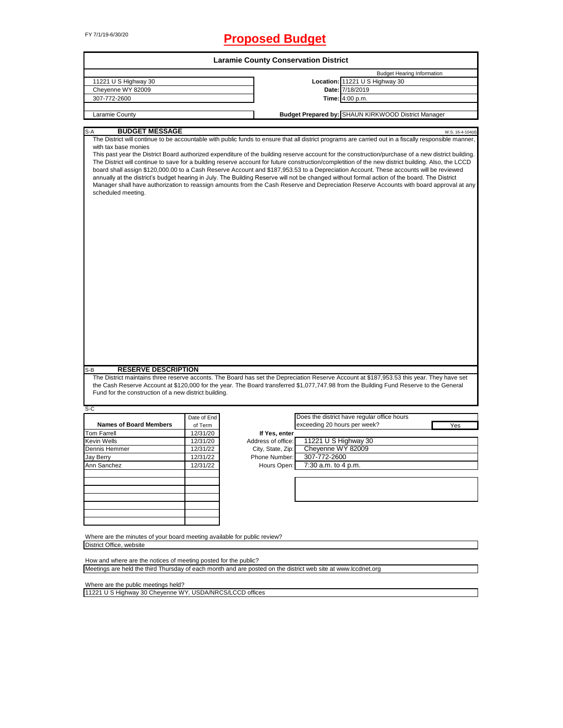FY 7/1/19-6/30/20

# Proposed Budget

## Laramie County Conservation District

| | | |
|---|---|---|
| 11221 U S Highway 30 | | Budget Hearing Information |
| Cheyenne WY 82009 | **Location:** | 11221 U S Highway 30 |
| 307-772-2600 | **Date:** | 7/18/2019 |
| | **Time:** | 4:00 p.m. |
| Laramie County | **Budget Prepared by:** | SHAUN KIRKWOOD District Manager |

### S-A BUDGET MESSAGE

W.S. 16-4-104(d)

The District will continue to be accountable with public funds to ensure that all district programs are carried out in a fiscally responsible manner, with tax base monies

This past year the District Board authorized expenditure of the building reserve account for the construction/purchase of a new district building. The District will continue to save for a building reserve account for future construction/completion of the new district building. Also, the LCCD board shall assign $120,000.00 to a Cash Reserve Account and $187,953.53 to a Depreciation Account. These accounts will be reviewed annually at the district's budget hearing in July. The Building Reserve will not be changed without formal action of the board. The District Manager shall have authorization to reassign amounts from the Cash Reserve and Depreciation Reserve Accounts with board approval at any scheduled meeting.

### S-B RESERVE DESCRIPTION

The District maintains three reserve accounts. The Board has set the Depreciation Reserve Account at $187,953.53 this year. They have set the Cash Reserve Account at $120,000 for the year. The Board transferred $1,077,747.98 from the Building Fund Reserve to the General Fund for the construction of a new district building.

### S-C

| Names of Board Members | Date of End of Term |
|---|---|
| Tom Farrell | 12/31/20 |
| Kevin Wells | 12/31/20 |
| Dennis Hemmer | 12/31/22 |
| Jay Berry | 12/31/22 |
| Ann Sanchez | 12/31/22 |

Does the district have regular office hours exceeding 20 hours per week? **Yes**

**If Yes, enter**

| | |
|---|---|
| Address of office: | 11221 U S Highway 30 |
| City, State, Zip: | Cheyenne WY 82009 |
| Phone Number: | 307-772-2600 |
| Hours Open: | 7:30 a.m. to 4 p.m. |

Where are the minutes of your board meeting available for public review?

District Office, website

How and where are the notices of meeting posted for the public?

Meetings are held the third Thursday of each month and are posted on the district web site at www.lccdnet.org

Where are the public meetings held?

11221 U S Highway 30 Cheyenne WY, USDA/NRCS/LCCD offices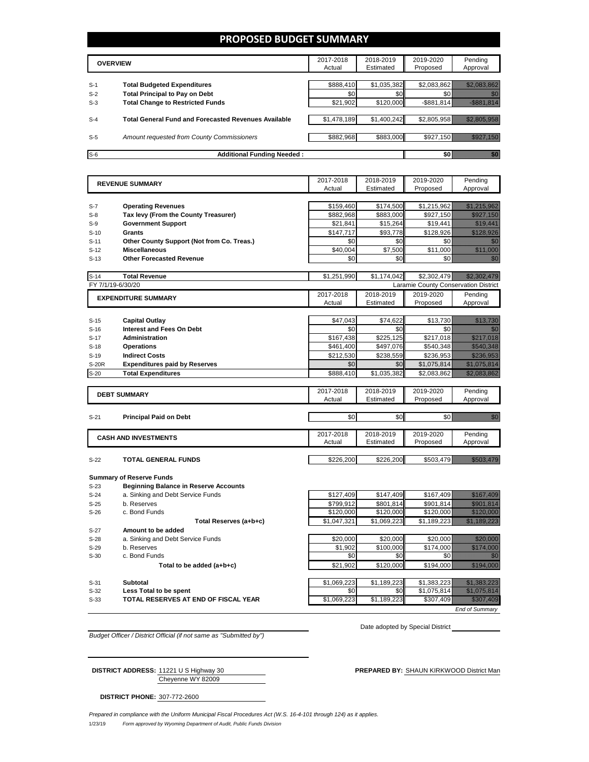# PROPOSED BUDGET SUMMARY

| | OVERVIEW | 2017-2018 Actual | 2018-2019 Estimated | 2019-2020 Proposed | Pending Approval |
|---|---|---|---|---|---|
| S-1 | **Total Budgeted Expenditures** | $888,410 | $1,035,382 | $2,083,862 | $2,083,862 |
| S-2 | **Total Principal to Pay on Debt** | $0 | $0 | $0 | $0 |
| S-3 | **Total Change to Restricted Funds** | $21,902 | $120,000 | -$881,814 | -$881,814 |
| S-4 | **Total General Fund and Forecasted Revenues Available** | $1,478,189 | $1,400,242 | $2,805,958 | $2,805,958 |
| S-5 | *Amount requested from County Commissioners* | $882,968 | $883,000 | $927,150 | $927,150 |
| S-6 | **Additional Funding Needed :** | | | **$0** | $0 |

| | REVENUE SUMMARY | 2017-2018 Actual | 2018-2019 Estimated | 2019-2020 Proposed | Pending Approval |
|---|---|---|---|---|---|
| S-7 | **Operating Revenues** | $159,460 | $174,500 | $1,215,962 | $1,215,962 |
| S-8 | **Tax levy (From the County Treasurer)** | $882,968 | $883,000 | $927,150 | $927,150 |
| S-9 | **Government Support** | $21,841 | $15,264 | $19,441 | $19,441 |
| S-10 | **Grants** | $147,717 | $93,778 | $128,926 | $128,926 |
| S-11 | **Other County Support (Not from Co. Treas.)** | $0 | $0 | $0 | $0 |
| S-12 | **Miscellaneous** | $40,004 | $7,500 | $11,000 | $11,000 |
| S-13 | **Other Forecasted Revenue** | $0 | $0 | $0 | $0 |
| S-14 | **Total Revenue** | $1,251,990 | $1,174,042 | $2,302,479 | $2,302,479 |

FY 7/1/19-6/30/20 — Laramie County Conservation District

| | EXPENDITURE SUMMARY | 2017-2018 Actual | 2018-2019 Estimated | 2019-2020 Proposed | Pending Approval |
|---|---|---|---|---|---|
| S-15 | **Capital Outlay** | $47,043 | $74,622 | $13,730 | $13,730 |
| S-16 | **Interest and Fees On Debt** | $0 | $0 | $0 | $0 |
| S-17 | **Administration** | $167,438 | $225,125 | $217,018 | $217,018 |
| S-18 | **Operations** | $461,400 | $497,076 | $540,348 | $540,348 |
| S-19 | **Indirect Costs** | $212,530 | $238,559 | $236,953 | $236,953 |
| S-20R | **Expenditures paid by Reserves** | $0 | $0 | $1,075,814 | $1,075,814 |
| S-20 | **Total Expenditures** | $888,410 | $1,035,382 | $2,083,862 | $2,083,862 |

| | DEBT SUMMARY | 2017-2018 Actual | 2018-2019 Estimated | 2019-2020 Proposed | Pending Approval |
|---|---|---|---|---|---|
| S-21 | **Principal Paid on Debt** | $0 | $0 | $0 | $0 |

| | CASH AND INVESTMENTS | 2017-2018 Actual | 2018-2019 Estimated | 2019-2020 Proposed | Pending Approval |
|---|---|---|---|---|---|
| S-22 | **TOTAL GENERAL FUNDS** | $226,200 | $226,200 | $503,479 | $503,479 |

**Summary of Reserve Funds**

| | | 2017-2018 Actual | 2018-2019 Estimated | 2019-2020 Proposed | Pending Approval |
|---|---|---|---|---|---|
| S-23 | **Beginning Balance in Reserve Accounts** | | | | |
| S-24 | a. Sinking and Debt Service Funds | $127,409 | $147,409 | $167,409 | $167,409 |
| S-25 | b. Reserves | $799,912 | $801,814 | $901,814 | $901,814 |
| S-26 | c. Bond Funds | $120,000 | $120,000 | $120,000 | $120,000 |
| | **Total Reserves (a+b+c)** | $1,047,321 | $1,069,223 | $1,189,223 | $1,189,223 |
| S-27 | **Amount to be added** | | | | |
| S-28 | a. Sinking and Debt Service Funds | $20,000 | $20,000 | $20,000 | $20,000 |
| S-29 | b. Reserves | $1,902 | $100,000 | $174,000 | $174,000 |
| S-30 | c. Bond Funds | $0 | $0 | $0 | $0 |
| | **Total to be added (a+b+c)** | $21,902 | $120,000 | $194,000 | $194,000 |
| S-31 | **Subtotal** | $1,069,223 | $1,189,223 | $1,383,223 | $1,383,223 |
| S-32 | **Less Total to be spent** | $0 | $0 | $1,075,814 | $1,075,814 |
| S-33 | **TOTAL RESERVES AT END OF FISCAL YEAR** | $1,069,223 | $1,189,223 | $307,409 | $307,409 |

*End of Summary*

*Budget Officer / District Official (if not same as "Submitted by")*

Date adopted by Special District

**DISTRICT ADDRESS:** 11221 U S Highway 30
Cheyenne WY 82009

**PREPARED BY:** SHAUN KIRKWOOD District Man

**DISTRICT PHONE:** 307-772-2600

*Prepared in compliance with the Uniform Municipal Fiscal Procedures Act (W.S. 16-4-101 through 124) as it applies.*

1/23/19 *Form approved by Wyoming Department of Audit, Public Funds Division*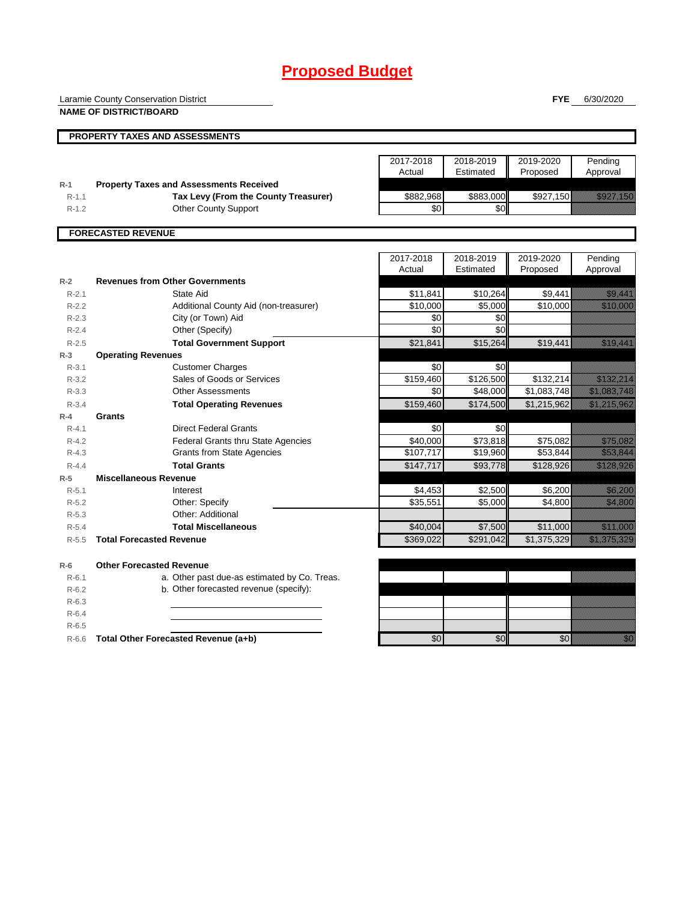# Proposed Budget

Laramie County Conservation District

**NAME OF DISTRICT/BOARD**

**FYE** 6/30/2020

## PROPERTY TAXES AND ASSESSMENTS

| | | 2017-2018 Actual | 2018-2019 Estimated | 2019-2020 Proposed | Pending Approval |
|---|---|---|---|---|---|
| R-1 | **Property Taxes and Assessments Received** | | | | |
| R-1.1 | **Tax Levy (From the County Treasurer)** | $882,968 | $883,000 | $927,150 | $927,150 |
| R-1.2 | Other County Support | $0 | $0 | | |

## FORECASTED REVENUE

| | | 2017-2018 Actual | 2018-2019 Estimated | 2019-2020 Proposed | Pending Approval |
|---|---|---|---|---|---|
| R-2 | **Revenues from Other Governments** | | | | |
| R-2.1 | State Aid | $11,841 | $10,264 | $9,441 | $9,441 |
| R-2.2 | Additional County Aid (non-treasurer) | $10,000 | $5,000 | $10,000 | $10,000 |
| R-2.3 | City (or Town) Aid | $0 | $0 | | |
| R-2.4 | Other (Specify) | $0 | $0 | | |
| R-2.5 | **Total Government Support** | $21,841 | $15,264 | $19,441 | $19,441 |
| R-3 | **Operating Revenues** | | | | |
| R-3.1 | Customer Charges | $0 | $0 | | |
| R-3.2 | Sales of Goods or Services | $159,460 | $126,500 | $132,214 | $132,214 |
| R-3.3 | Other Assessments | $0 | $48,000 | $1,083,748 | $1,083,748 |
| R-3.4 | **Total Operating Revenues** | $159,460 | $174,500 | $1,215,962 | $1,215,962 |
| R-4 | **Grants** | | | | |
| R-4.1 | Direct Federal Grants | $0 | $0 | | |
| R-4.2 | Federal Grants thru State Agencies | $40,000 | $73,818 | $75,082 | $75,082 |
| R-4.3 | Grants from State Agencies | $107,717 | $19,960 | $53,844 | $53,844 |
| R-4.4 | **Total Grants** | $147,717 | $93,778 | $128,926 | $128,926 |
| R-5 | **Miscellaneous Revenue** | | | | |
| R-5.1 | Interest | $4,453 | $2,500 | $6,200 | $6,200 |
| R-5.2 | Other: Specify | $35,551 | $5,000 | $4,800 | $4,800 |
| R-5.3 | Other: Additional | | | | |
| R-5.4 | **Total Miscellaneous** | $40,004 | $7,500 | $11,000 | $11,000 |
| R-5.5 | **Total Forecasted Revenue** | $369,022 | $291,042 | $1,375,329 | $1,375,329 |
| R-6 | **Other Forecasted Revenue** | | | | |
| R-6.1 | a. Other past due-as estimated by Co. Treas. | | | | |
| R-6.2 | b. Other forecasted revenue (specify): | | | | |
| R-6.3 | | | | | |
| R-6.4 | | | | | |
| R-6.5 | | | | | |
| R-6.6 | **Total Other Forecasted Revenue (a+b)** | $0 | $0 | $0 | $0 |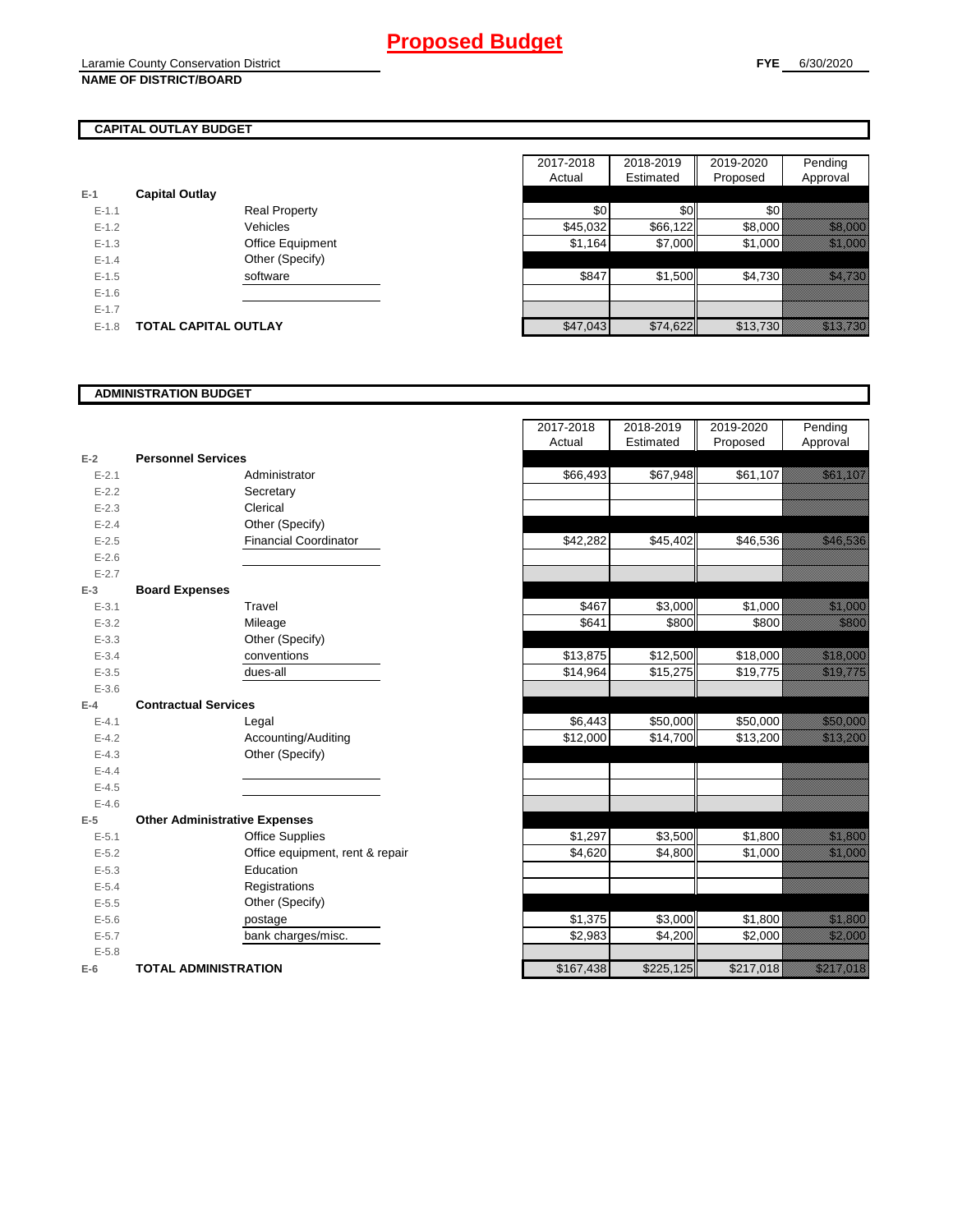# Proposed Budget

Laramie County Conservation District
**NAME OF DISTRICT/BOARD**

**FYE** 6/30/2020

## CAPITAL OUTLAY BUDGET

| | | | 2017-2018 Actual | 2018-2019 Estimated | 2019-2020 Proposed | Pending Approval |
|---|---|---|---|---|---|---|
| E-1 | **Capital Outlay** | | | | | |
| E-1.1 | | Real Property | $0 | $0 | $0 | |
| E-1.2 | | Vehicles | $45,032 | $66,122 | $8,000 | $8,000 |
| E-1.3 | | Office Equipment | $1,164 | $7,000 | $1,000 | $1,000 |
| E-1.4 | | Other (Specify) | | | | |
| E-1.5 | | software | $847 | $1,500 | $4,730 | $4,730 |
| E-1.6 | | | | | | |
| E-1.7 | | | | | | |
| E-1.8 | **TOTAL CAPITAL OUTLAY** | | $47,043 | $74,622 | $13,730 | $13,730 |

## ADMINISTRATION BUDGET

| | | | 2017-2018 Actual | 2018-2019 Estimated | 2019-2020 Proposed | Pending Approval |
|---|---|---|---|---|---|---|
| E-2 | **Personnel Services** | | | | | |
| E-2.1 | | Administrator | $66,493 | $67,948 | $61,107 | $61,107 |
| E-2.2 | | Secretary | | | | |
| E-2.3 | | Clerical | | | | |
| E-2.4 | | Other (Specify) | | | | |
| E-2.5 | | Financial Coordinator | $42,282 | $45,402 | $46,536 | $46,536 |
| E-2.6 | | | | | | |
| E-2.7 | | | | | | |
| E-3 | **Board Expenses** | | | | | |
| E-3.1 | | Travel | $467 | $3,000 | $1,000 | $1,000 |
| E-3.2 | | Mileage | $641 | $800 | $800 | $800 |
| E-3.3 | | Other (Specify) | | | | |
| E-3.4 | | conventions | $13,875 | $12,500 | $18,000 | $18,000 |
| E-3.5 | | dues-all | $14,964 | $15,275 | $19,775 | $19,775 |
| E-3.6 | | | | | | |
| E-4 | **Contractual Services** | | | | | |
| E-4.1 | | Legal | $6,443 | $50,000 | $50,000 | $50,000 |
| E-4.2 | | Accounting/Auditing | $12,000 | $14,700 | $13,200 | $13,200 |
| E-4.3 | | Other (Specify) | | | | |
| E-4.4 | | | | | | |
| E-4.5 | | | | | | |
| E-4.6 | | | | | | |
| E-5 | **Other Administrative Expenses** | | | | | |
| E-5.1 | | Office Supplies | $1,297 | $3,500 | $1,800 | $1,800 |
| E-5.2 | | Office equipment, rent & repair | $4,620 | $4,800 | $1,000 | $1,000 |
| E-5.3 | | Education | | | | |
| E-5.4 | | Registrations | | | | |
| E-5.5 | | Other (Specify) | | | | |
| E-5.6 | | postage | $1,375 | $3,000 | $1,800 | $1,800 |
| E-5.7 | | bank charges/misc. | $2,983 | $4,200 | $2,000 | $2,000 |
| E-5.8 | | | | | | |
| E-6 | **TOTAL ADMINISTRATION** | | $167,438 | $225,125 | $217,018 | $217,018 |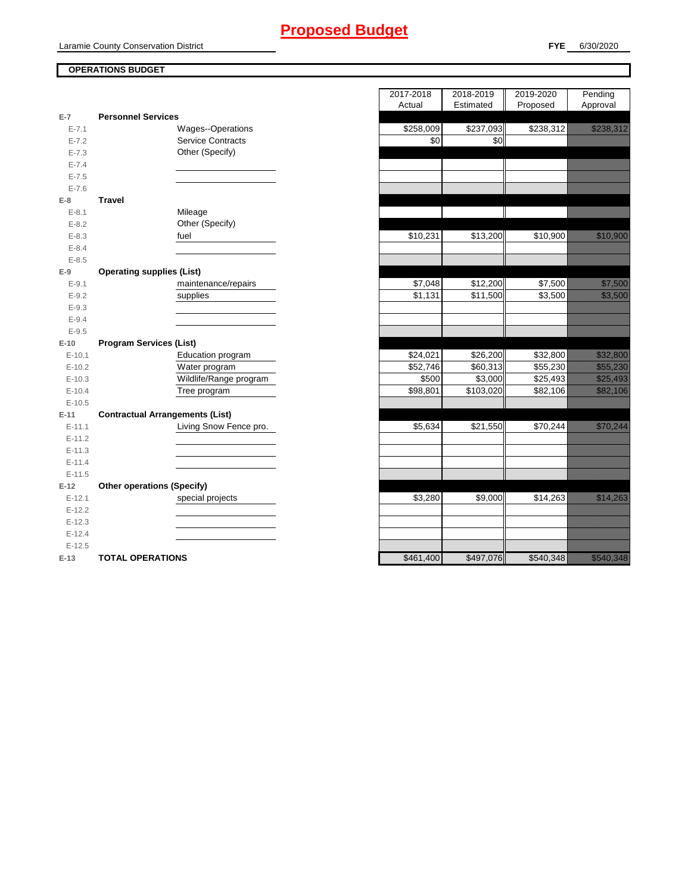# Proposed Budget

Laramie County Conservation District

**FYE** 6/30/2020

**OPERATIONS BUDGET**

| | | | 2017-2018 Actual | 2018-2019 Estimated | 2019-2020 Proposed | Pending Approval |
|---|---|---|---|---|---|---|
| E-7 | **Personnel Services** | | | | | |
| E-7.1 | | Wages--Operations | $258,009 | $237,093 | $238,312 | $238,312 |
| E-7.2 | | Service Contracts | $0 | $0 | | |
| E-7.3 | | Other (Specify) | | | | |
| E-7.4 | | | | | | |
| E-7.5 | | | | | | |
| E-7.6 | | | | | | |
| E-8 | **Travel** | | | | | |
| E-8.1 | | Mileage | | | | |
| E-8.2 | | Other (Specify) | | | | |
| E-8.3 | | fuel | $10,231 | $13,200 | $10,900 | $10,900 |
| E-8.4 | | | | | | |
| E-8.5 | | | | | | |
| E-9 | **Operating supplies (List)** | | | | | |
| E-9.1 | | maintenance/repairs | $7,048 | $12,200 | $7,500 | $7,500 |
| E-9.2 | | supplies | $1,131 | $11,500 | $3,500 | $3,500 |
| E-9.3 | | | | | | |
| E-9.4 | | | | | | |
| E-9.5 | | | | | | |
| E-10 | **Program Services (List)** | | | | | |
| E-10.1 | | Education program | $24,021 | $26,200 | $32,800 | $32,800 |
| E-10.2 | | Water program | $52,746 | $60,313 | $55,230 | $55,230 |
| E-10.3 | | Wildlife/Range program | $500 | $3,000 | $25,493 | $25,493 |
| E-10.4 | | Tree program | $98,801 | $103,020 | $82,106 | $82,106 |
| E-10.5 | | | | | | |
| E-11 | **Contractual Arrangements (List)** | | | | | |
| E-11.1 | | Living Snow Fence pro. | $5,634 | $21,550 | $70,244 | $70,244 |
| E-11.2 | | | | | | |
| E-11.3 | | | | | | |
| E-11.4 | | | | | | |
| E-11.5 | | | | | | |
| E-12 | **Other operations (Specify)** | | | | | |
| E-12.1 | | special projects | $3,280 | $9,000 | $14,263 | $14,263 |
| E-12.2 | | | | | | |
| E-12.3 | | | | | | |
| E-12.4 | | | | | | |
| E-12.5 | | | | | | |
| E-13 | **TOTAL OPERATIONS** | | $461,400 | $497,076 | $540,348 | $540,348 |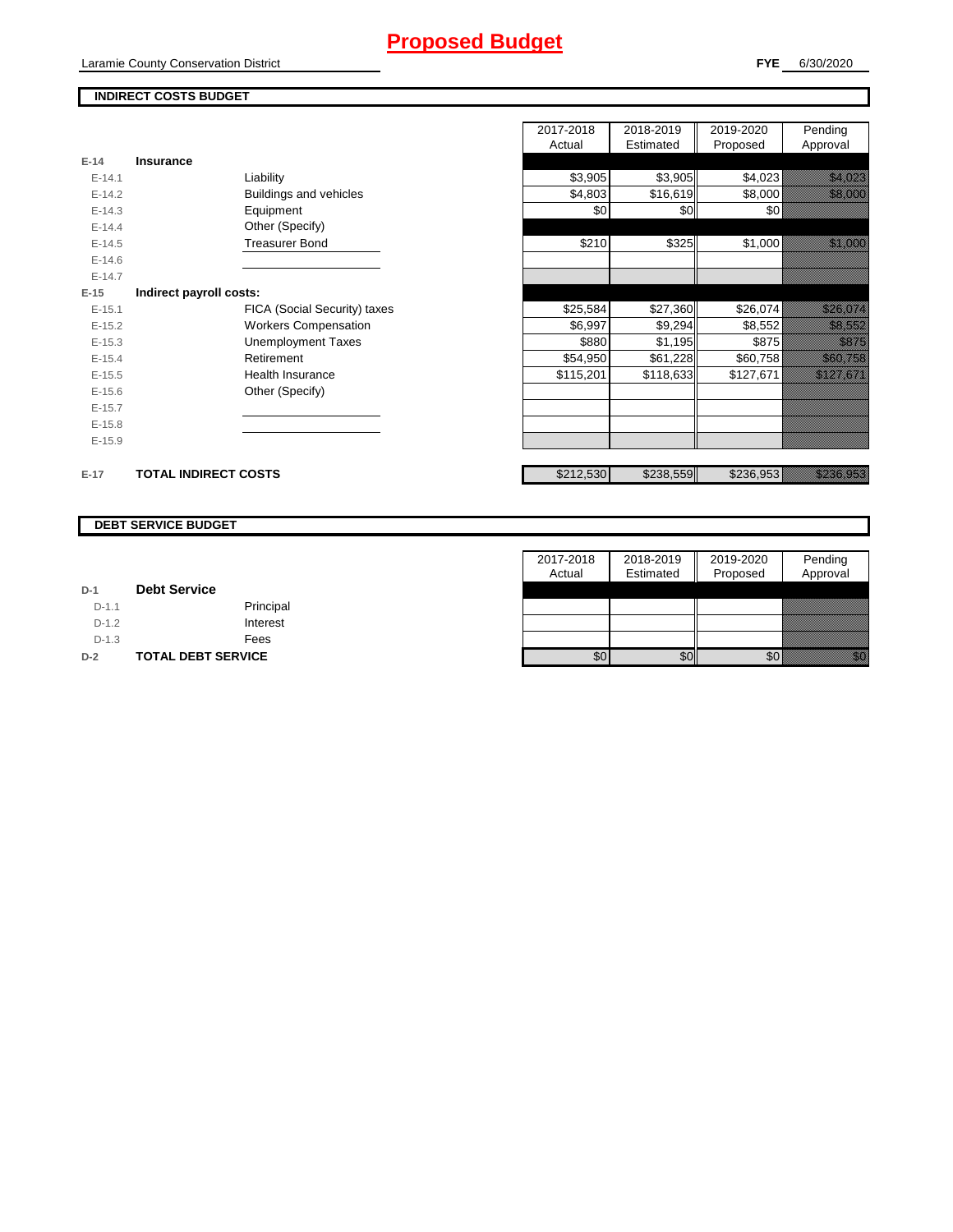# Proposed Budget

Laramie County Conservation District

**FYE** 6/30/2020

## INDIRECT COSTS BUDGET

| | | | 2017-2018 Actual | 2018-2019 Estimated | 2019-2020 Proposed | Pending Approval |
|---|---|---|---|---|---|---|
| **E-14** | **Insurance** | | | | | |
| E-14.1 | | Liability | $3,905 | $3,905 | $4,023 | $4,023 |
| E-14.2 | | Buildings and vehicles | $4,803 | $16,619 | $8,000 | $8,000 |
| E-14.3 | | Equipment | $0 | $0 | $0 | |
| E-14.4 | | Other (Specify) | | | | |
| E-14.5 | | Treasurer Bond | $210 | $325 | $1,000 | $1,000 |
| E-14.6 | | | | | | |
| E-14.7 | | | | | | |
| **E-15** | **Indirect payroll costs:** | | | | | |
| E-15.1 | | FICA (Social Security) taxes | $25,584 | $27,360 | $26,074 | $26,074 |
| E-15.2 | | Workers Compensation | $6,997 | $9,294 | $8,552 | $8,552 |
| E-15.3 | | Unemployment Taxes | $880 | $1,195 | $875 | $875 |
| E-15.4 | | Retirement | $54,950 | $61,228 | $60,758 | $60,758 |
| E-15.5 | | Health Insurance | $115,201 | $118,633 | $127,671 | $127,671 |
| E-15.6 | | Other (Specify) | | | | |
| E-15.7 | | | | | | |
| E-15.8 | | | | | | |
| E-15.9 | | | | | | |
| **E-17** | **TOTAL INDIRECT COSTS** | | $212,530 | $238,559 | $236,953 | $236,953 |

## DEBT SERVICE BUDGET

| | | | 2017-2018 Actual | 2018-2019 Estimated | 2019-2020 Proposed | Pending Approval |
|---|---|---|---|---|---|---|
| **D-1** | **Debt Service** | | | | | |
| D-1.1 | | Principal | | | | |
| D-1.2 | | Interest | | | | |
| D-1.3 | | Fees | | | | |
| **D-2** | **TOTAL DEBT SERVICE** | | $0 | $0 | $0 | $0 |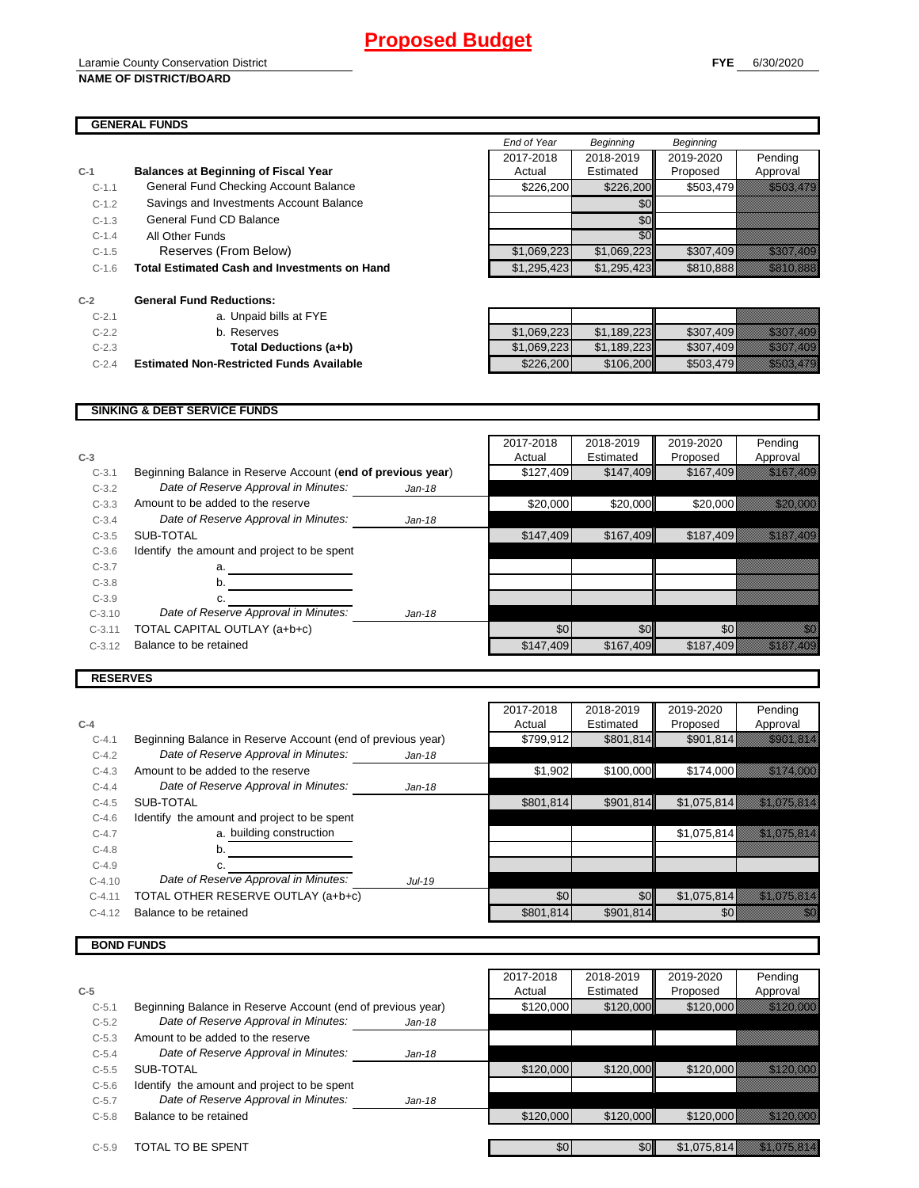# Proposed Budget

Laramie County Conservation District
**NAME OF DISTRICT/BOARD**

**FYE** 6/30/2020

## GENERAL FUNDS

| | | End of Year 2017-2018 Actual | Beginning 2018-2019 Estimated | Beginning 2019-2020 Proposed | Pending Approval |
|---|---|---|---|---|---|
| **C-1** | **Balances at Beginning of Fiscal Year** | | | | |
| C-1.1 | General Fund Checking Account Balance | $226,200 | $226,200 | $503,479 | $503,479 |
| C-1.2 | Savings and Investments Account Balance | | $0 | | |
| C-1.3 | General Fund CD Balance | | $0 | | |
| C-1.4 | All Other Funds | | $0 | | |
| C-1.5 | Reserves (From Below) | $1,069,223 | $1,069,223 | $307,409 | $307,409 |
| C-1.6 | **Total Estimated Cash and Investments on Hand** | $1,295,423 | $1,295,423 | $810,888 | $810,888 |
| **C-2** | **General Fund Reductions:** | | | | |
| C-2.1 | a. Unpaid bills at FYE | | | | |
| C-2.2 | b. Reserves | $1,069,223 | $1,189,223 | $307,409 | $307,409 |
| C-2.3 | **Total Deductions (a+b)** | $1,069,223 | $1,189,223 | $307,409 | $307,409 |
| C-2.4 | **Estimated Non-Restricted Funds Available** | $226,200 | $106,200 | $503,479 | $503,479 |

## SINKING & DEBT SERVICE FUNDS

| **C-3** | | | 2017-2018 Actual | 2018-2019 Estimated | 2019-2020 Proposed | Pending Approval |
|---|---|---|---|---|---|---|
| C-3.1 | Beginning Balance in Reserve Account (**end of previous year**) | | $127,409 | $147,409 | $167,409 | $167,409 |
| C-3.2 | *Date of Reserve Approval in Minutes:* | *Jan-18* | | | | |
| C-3.3 | Amount to be added to the reserve | | $20,000 | $20,000 | $20,000 | $20,000 |
| C-3.4 | *Date of Reserve Approval in Minutes:* | *Jan-18* | | | | |
| C-3.5 | SUB-TOTAL | | $147,409 | $167,409 | $187,409 | $187,409 |
| C-3.6 | Identify the amount and project to be spent | | | | | |
| C-3.7 | a. | | | | | |
| C-3.8 | b. | | | | | |
| C-3.9 | c. | | | | | |
| C-3.10 | *Date of Reserve Approval in Minutes:* | *Jan-18* | | | | |
| C-3.11 | TOTAL CAPITAL OUTLAY (a+b+c) | | $0 | $0 | $0 | $0 |
| C-3.12 | Balance to be retained | | $147,409 | $167,409 | $187,409 | $187,409 |

## RESERVES

| **C-4** | | | 2017-2018 Actual | 2018-2019 Estimated | 2019-2020 Proposed | Pending Approval |
|---|---|---|---|---|---|---|
| C-4.1 | Beginning Balance in Reserve Account (end of previous year) | | $799,912 | $801,814 | $901,814 | $901,814 |
| C-4.2 | *Date of Reserve Approval in Minutes:* | *Jan-18* | | | | |
| C-4.3 | Amount to be added to the reserve | | $1,902 | $100,000 | $174,000 | $174,000 |
| C-4.4 | *Date of Reserve Approval in Minutes:* | *Jan-18* | | | | |
| C-4.5 | SUB-TOTAL | | $801,814 | $901,814 | $1,075,814 | $1,075,814 |
| C-4.6 | Identify the amount and project to be spent | | | | | |
| C-4.7 | a. building construction | | | | $1,075,814 | $1,075,814 |
| C-4.8 | b. | | | | | |
| C-4.9 | c. | | | | | |
| C-4.10 | *Date of Reserve Approval in Minutes:* | *Jul-19* | | | | |
| C-4.11 | TOTAL OTHER RESERVE OUTLAY (a+b+c) | | $0 | $0 | $1,075,814 | $1,075,814 |
| C-4.12 | Balance to be retained | | $801,814 | $901,814 | $0 | $0 |

## BOND FUNDS

| **C-5** | | | 2017-2018 Actual | 2018-2019 Estimated | 2019-2020 Proposed | Pending Approval |
|---|---|---|---|---|---|---|
| C-5.1 | Beginning Balance in Reserve Account (end of previous year) | | $120,000 | $120,000 | $120,000 | $120,000 |
| C-5.2 | *Date of Reserve Approval in Minutes:* | *Jan-18* | | | | |
| C-5.3 | Amount to be added to the reserve | | | | | |
| C-5.4 | *Date of Reserve Approval in Minutes:* | *Jan-18* | | | | |
| C-5.5 | SUB-TOTAL | | $120,000 | $120,000 | $120,000 | $120,000 |
| C-5.6 | Identify the amount and project to be spent | | | | | |
| C-5.7 | *Date of Reserve Approval in Minutes:* | *Jan-18* | | | | |
| C-5.8 | Balance to be retained | | $120,000 | $120,000 | $120,000 | $120,000 |
| C-5.9 | TOTAL TO BE SPENT | | $0 | $0 | $1,075,814 | $1,075,814 |